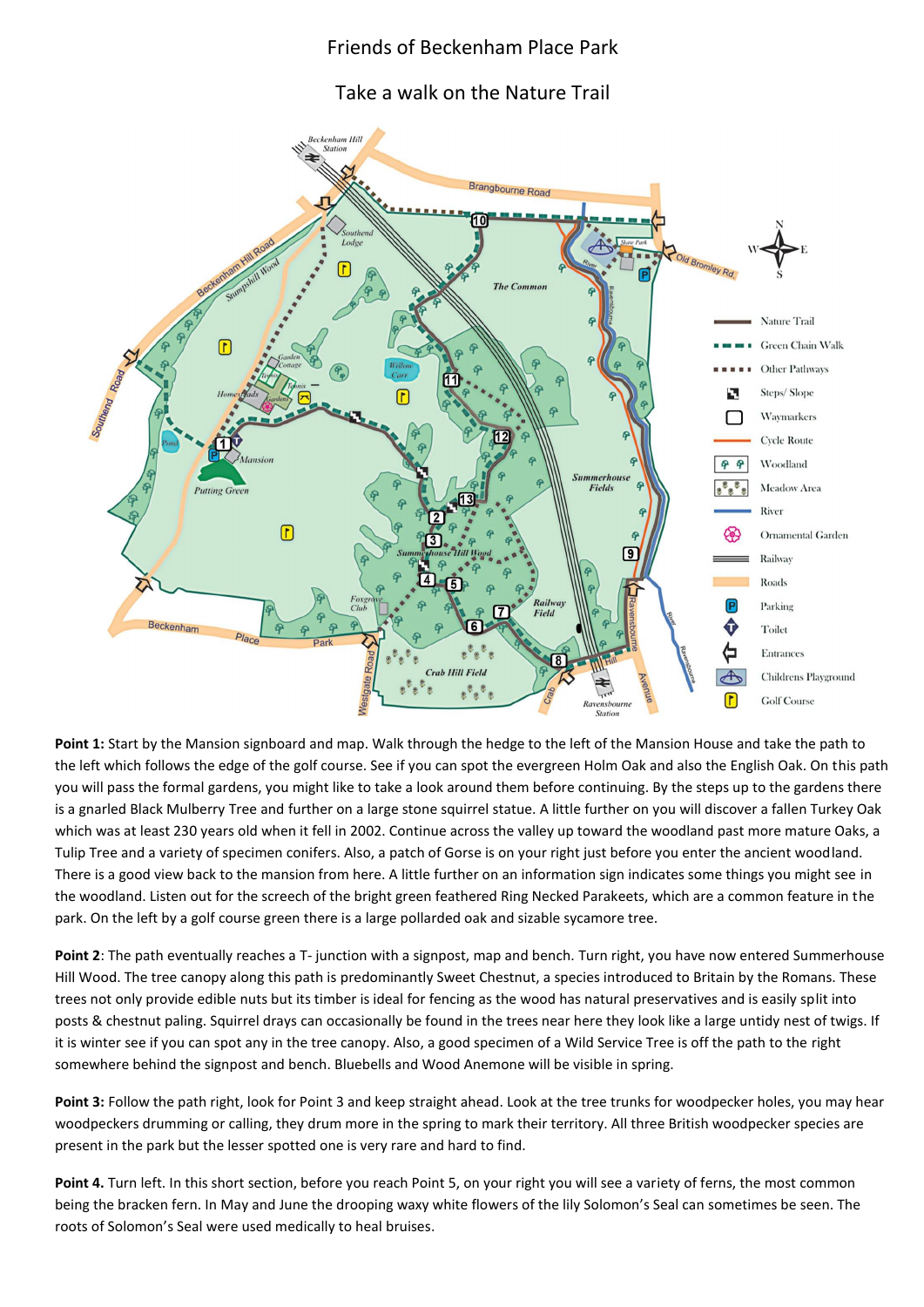# Friends of Beckenham Place Park

## Take a walk on the Nature Trail

**Point 1:** Start by the Mansion signboard and map. Walk through the hedge to the left of the Mansion House and take the path to the left which follows the edge of the golf course. See if you can spot the evergreen Holm Oak and also the English Oak. On this path you will pass the formal gardens, you might like to take a look around them before continuing. By the steps up to the gardens there is a gnarled Black Mulberry Tree and further on a large stone squirrel statue. A little further on you will discover a fallen Turkey Oak which was at least 230 years old when it fell in 2002. Continue across the valley up toward the woodland past more mature Oaks, a Tulip Tree and a variety of specimen conifers. Also, a patch of Gorse is on your right just before you enter the ancient woodland. There is a good view back to the mansion from here. A little further on an information sign indicates some things you might see in the woodland. Listen out for the screech of the bright green feathered Ring Necked Parakeets, which are a common feature in the park. On the left by a golf course green there is a large pollarded oak and sizable sycamore tree.

**Point 2**: The path eventually reaches a T- junction with a signpost, map and bench. Turn right, you have now entered Summerhouse Hill Wood. The tree canopy along this path is predominantly Sweet Chestnut, a species introduced to Britain by the Romans. These trees not only provide edible nuts but its timber is ideal for fencing as the wood has natural preservatives and is easily split into posts & chestnut paling. Squirrel drays can occasionally be found in the trees near here they look like a large untidy nest of twigs. If it is winter see if you can spot any in the tree canopy. Also, a good specimen of a Wild Service Tree is off the path to the right somewhere behind the signpost and bench. Bluebells and Wood Anemone will be visible in spring.

**Point 3:** Follow the path right, look for Point 3 and keep straight ahead. Look at the tree trunks for woodpecker holes, you may hear woodpeckers drumming or calling, they drum more in the spring to mark their territory. All three British woodpecker species are present in the park but the lesser spotted one is very rare and hard to find.

**Point 4.** Turn left. In this short section, before you reach Point 5, on your right you will see a variety of ferns, the most common being the bracken fern. In May and June the drooping waxy white flowers of the lily Solomon's Seal can sometimes be seen. The roots of Solomon's Seal were used medically to heal bruises.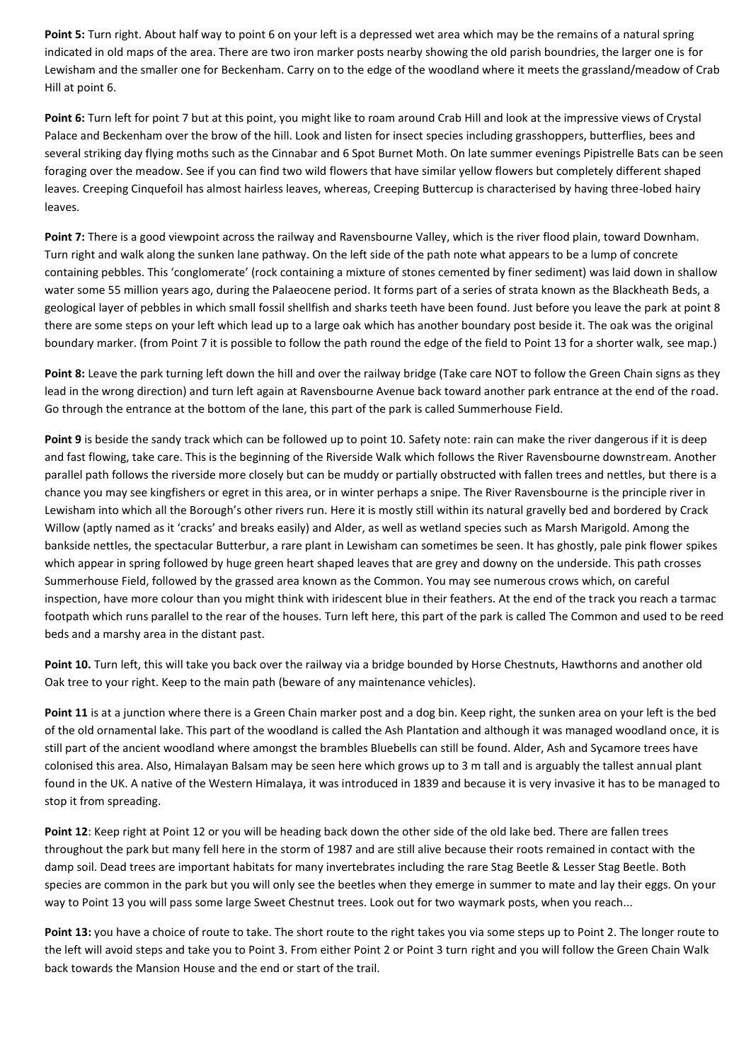**Point 5:** Turn right. About half way to point 6 on your left is a depressed wet area which may be the remains of a natural spring indicated in old maps of the area. There are two iron marker posts nearby showing the old parish boundries, the larger one is for Lewisham and the smaller one for Beckenham. Carry on to the edge of the woodland where it meets the grassland/meadow of Crab Hill at point 6.

**Point 6:** Turn left for point 7 but at this point, you might like to roam around Crab Hill and look at the impressive views of Crystal Palace and Beckenham over the brow of the hill. Look and listen for insect species including grasshoppers, butterflies, bees and several striking day flying moths such as the Cinnabar and 6 Spot Burnet Moth. On late summer evenings Pipistrelle Bats can be seen foraging over the meadow. See if you can find two wild flowers that have similar yellow flowers but completely different shaped leaves. Creeping Cinquefoil has almost hairless leaves, whereas, Creeping Buttercup is characterised by having three-lobed hairy leaves.

**Point 7:** There is a good viewpoint across the railway and Ravensbourne Valley, which is the river flood plain, toward Downham. Turn right and walk along the sunken lane pathway. On the left side of the path note what appears to be a lump of concrete containing pebbles. This 'conglomerate' (rock containing a mixture of stones cemented by finer sediment) was laid down in shallow water some 55 million years ago, during the Palaeocene period. It forms part of a series of strata known as the Blackheath Beds, a geological layer of pebbles in which small fossil shellfish and sharks teeth have been found. Just before you leave the park at point 8 there are some steps on your left which lead up to a large oak which has another boundary post beside it. The oak was the original boundary marker. (from Point 7 it is possible to follow the path round the edge of the field to Point 13 for a shorter walk, see map.)

**Point 8:** Leave the park turning left down the hill and over the railway bridge (Take care NOT to follow the Green Chain signs as they lead in the wrong direction) and turn left again at Ravensbourne Avenue back toward another park entrance at the end of the road. Go through the entrance at the bottom of the lane, this part of the park is called Summerhouse Field.

**Point 9** is beside the sandy track which can be followed up to point 10. Safety note: rain can make the river dangerous if it is deep and fast flowing, take care. This is the beginning of the Riverside Walk which follows the River Ravensbourne downstream. Another parallel path follows the riverside more closely but can be muddy or partially obstructed with fallen trees and nettles, but there is a chance you may see kingfishers or egret in this area, or in winter perhaps a snipe. The River Ravensbourne is the principle river in Lewisham into which all the Borough's other rivers run. Here it is mostly still within its natural gravelly bed and bordered by Crack Willow (aptly named as it 'cracks' and breaks easily) and Alder, as well as wetland species such as Marsh Marigold. Among the bankside nettles, the spectacular Butterbur, a rare plant in Lewisham can sometimes be seen. It has ghostly, pale pink flower spikes which appear in spring followed by huge green heart shaped leaves that are grey and downy on the underside. This path crosses Summerhouse Field, followed by the grassed area known as the Common. You may see numerous crows which, on careful inspection, have more colour than you might think with iridescent blue in their feathers. At the end of the track you reach a tarmac footpath which runs parallel to the rear of the houses. Turn left here, this part of the park is called The Common and used to be reed beds and a marshy area in the distant past.

**Point 10.** Turn left, this will take you back over the railway via a bridge bounded by Horse Chestnuts, Hawthorns and another old Oak tree to your right. Keep to the main path (beware of any maintenance vehicles).

**Point 11** is at a junction where there is a Green Chain marker post and a dog bin. Keep right, the sunken area on your left is the bed of the old ornamental lake. This part of the woodland is called the Ash Plantation and although it was managed woodland once, it is still part of the ancient woodland where amongst the brambles Bluebells can still be found. Alder, Ash and Sycamore trees have colonised this area. Also, Himalayan Balsam may be seen here which grows up to 3 m tall and is arguably the tallest annual plant found in the UK. A native of the Western Himalaya, it was introduced in 1839 and because it is very invasive it has to be managed to stop it from spreading.

**Point 12**: Keep right at Point 12 or you will be heading back down the other side of the old lake bed. There are fallen trees throughout the park but many fell here in the storm of 1987 and are still alive because their roots remained in contact with the damp soil. Dead trees are important habitats for many invertebrates including the rare Stag Beetle & Lesser Stag Beetle. Both species are common in the park but you will only see the beetles when they emerge in summer to mate and lay their eggs. On your way to Point 13 you will pass some large Sweet Chestnut trees. Look out for two waymark posts, when you reach...

**Point 13:** you have a choice of route to take. The short route to the right takes you via some steps up to Point 2. The longer route to the left will avoid steps and take you to Point 3. From either Point 2 or Point 3 turn right and you will follow the Green Chain Walk back towards the Mansion House and the end or start of the trail.